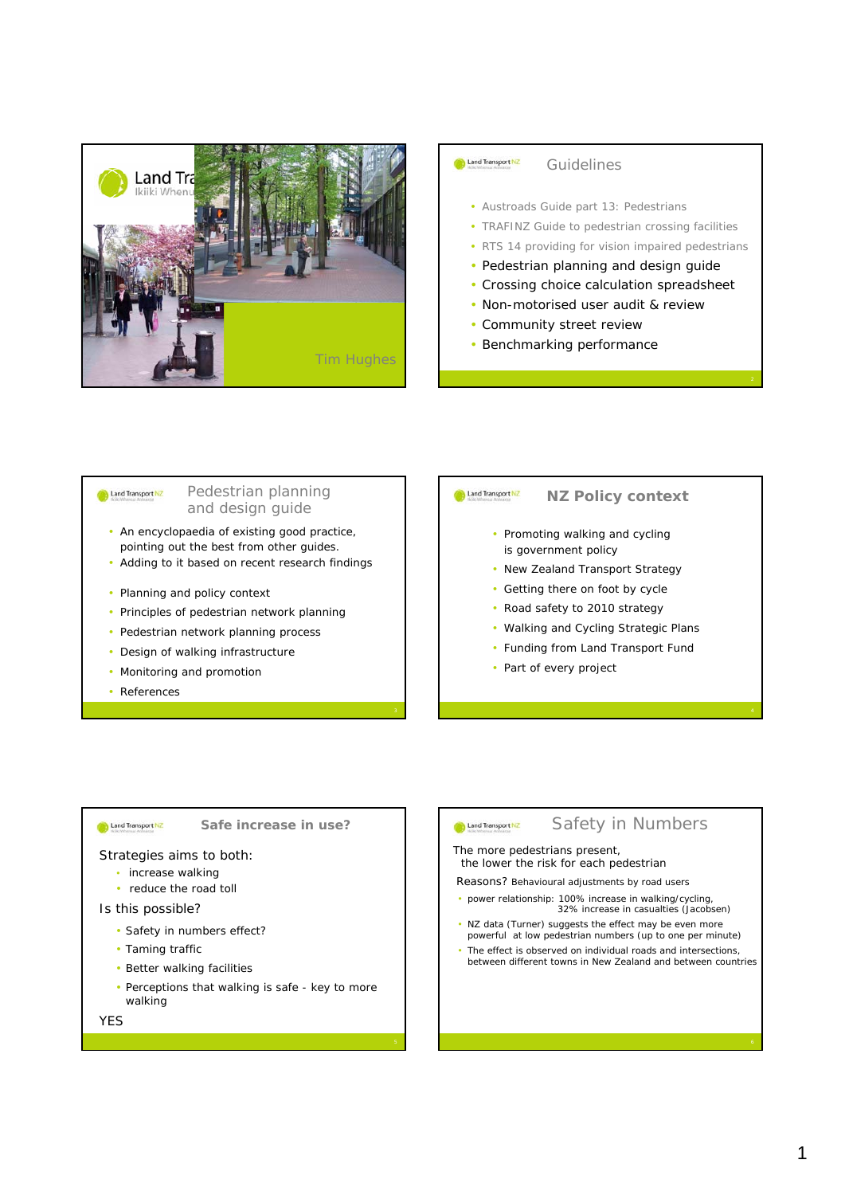Land Transport NZ
Ikiiki Whenua

Tim Hughes

## Guidelines

- Austroads Guide part 13: Pedestrians
- TRAFINZ Guide to pedestrian crossing facilities
- RTS 14 providing for vision impaired pedestrians
- Pedestrian planning and design guide
- Crossing choice calculation spreadsheet
- Non-motorised user audit & review
- Community street review
- Benchmarking performance

## Pedestrian planning and design guide

- An encyclopaedia of existing good practice, pointing out the best from other guides.
- Adding to it based on recent research findings

- Planning and policy context
- Principles of pedestrian network planning
- Pedestrian network planning process
- Design of walking infrastructure
- Monitoring and promotion
- References

## NZ Policy context

- Promoting walking and cycling is government policy
- New Zealand Transport Strategy
- Getting there on foot by cycle
- Road safety to 2010 strategy
- Walking and Cycling Strategic Plans
- Funding from Land Transport Fund
- Part of every project

## Safe increase in use?

Strategies aims to both:

- increase walking
- reduce the road toll

Is this possible?

- Safety in numbers effect?
- Taming traffic
- Better walking facilities
- Perceptions that walking is safe - key to more walking

YES

## Safety in Numbers

The more pedestrians present, the lower the risk for each pedestrian

Reasons? Behavioural adjustments by road users

- power relationship: 100% increase in walking/cycling, 32% increase in casualties (Jacobsen)
- NZ data (Turner) suggests the effect may be even more powerful at low pedestrian numbers (up to one per minute)
- The effect is observed on individual roads and intersections, between different towns in New Zealand and between countries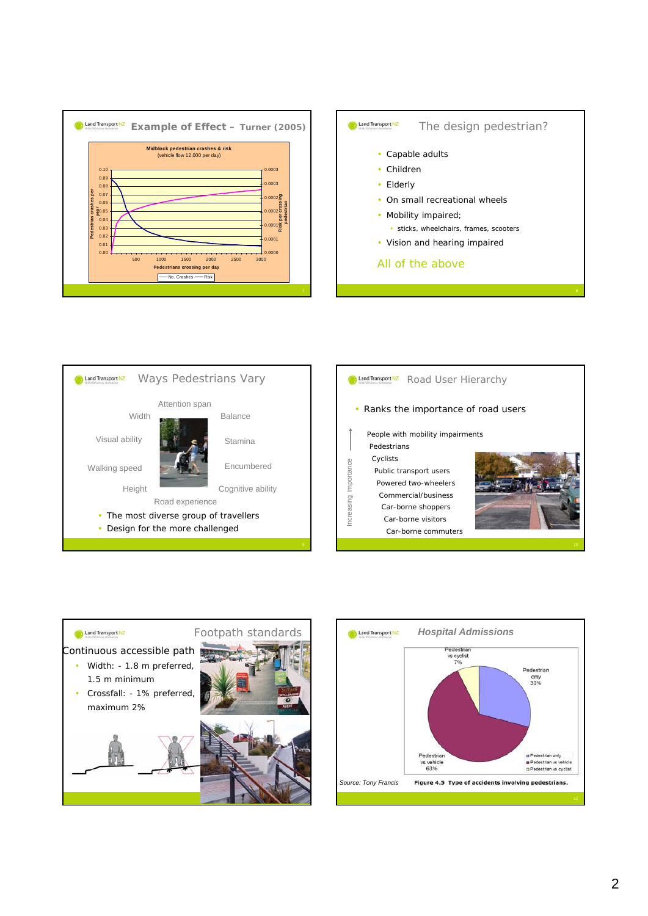## Example of Effect – Turner (2005)

Midblock pedestrian crashes & risk
(vehicle flow 12,000 per day)

Pedestrians crossing per day

No. Crashes — Risk

## The design pedestrian?

- Capable adults
- Children
- Elderly
- On small recreational wheels
- Mobility impaired;
  - sticks, wheelchairs, frames, scooters
- Vision and hearing impaired

All of the above

## Ways Pedestrians Vary

Attention span, Width, Balance, Visual ability, Stamina, Walking speed, Encumbered, Height, Cognitive ability, Road experience

- The most diverse group of travellers
- Design for the more challenged

## Road User Hierarchy

- Ranks the importance of road users

Increasing Importance

- People with mobility impairments
- Pedestrians
- Cyclists
- Public transport users
- Powered two-wheelers
- Commercial/business
- Car-borne shoppers
- Car-borne visitors
- Car-borne commuters

## Footpath standards

Continuous accessible path

- Width: - 1.8 m preferred, 1.5 m minimum
- Crossfall: - 1% preferred, maximum 2%

## Hospital Admissions

Pedestrian vs cyclist 7%

Pedestrian only 30%

Pedestrian vs vehicle 63%

Source: Tony Francis

**Figure 4.5 Type of accidents involving pedestrians.**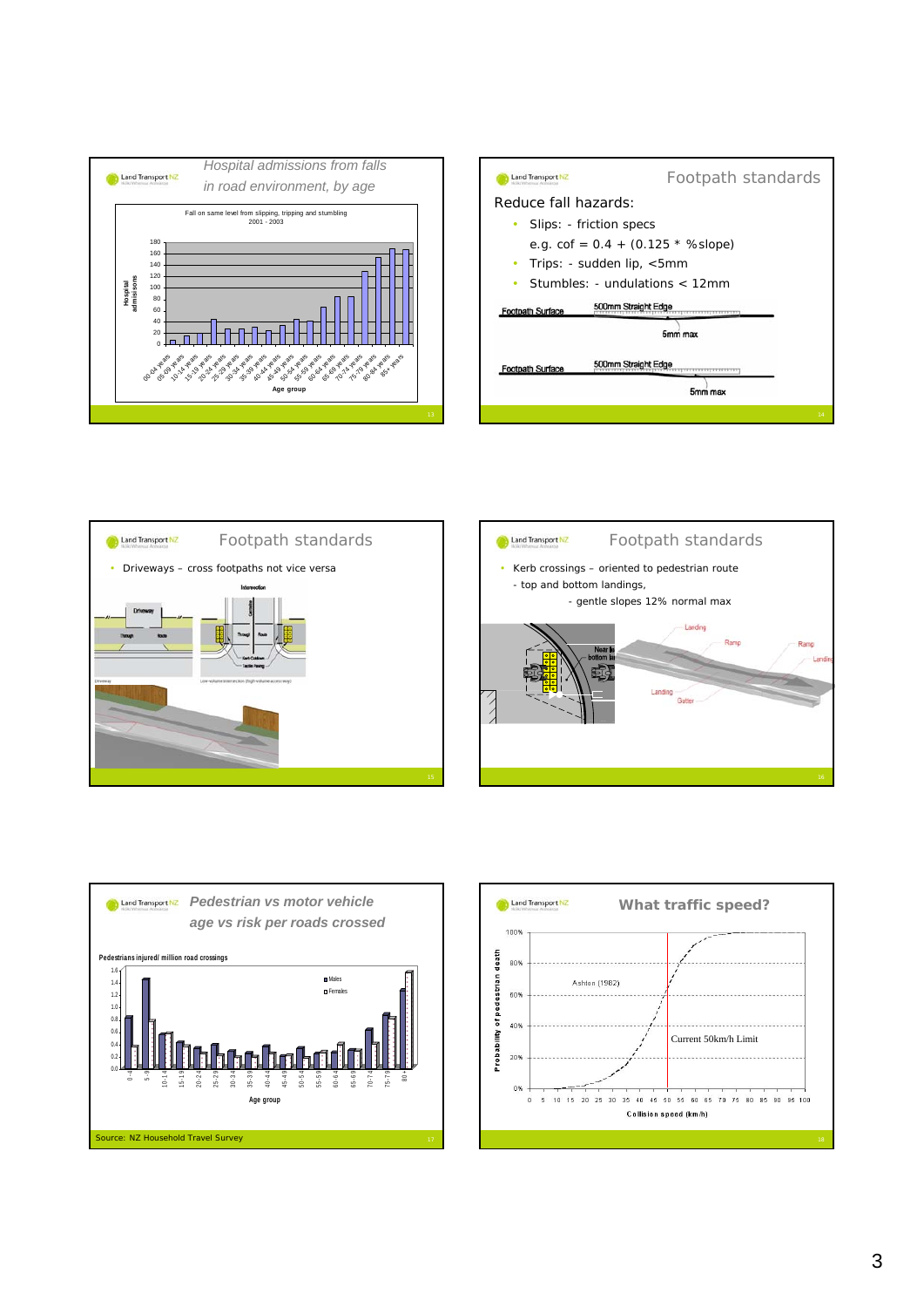## Hospital admissions from falls in road environment, by age

Fall on same level from slipping, tripping and stumbling 2001 - 2003

## Footpath standards

Reduce fall hazards:

- Slips: - friction specs

  e.g. cof = 0.4 + (0.125 * %slope)
- Trips: - sudden lip, <5mm
- Stumbles: - undulations < 12mm

Footpath Surface — 500mm Straight Edge — 5mm max

Footpath Surface — 500mm Straight Edge — 5mm max

## Footpath standards

- Driveways – cross footpaths not vice versa

## Footpath standards

- Kerb crossings – oriented to pedestrian route
  - top and bottom landings,
  - gentle slopes 12% normal max

## Pedestrian vs motor vehicle age vs risk per roads crossed

Pedestrians injured/ million road crossings

Source: NZ Household Travel Survey

## What traffic speed?

Ashton (1982)

Current 50km/h Limit

Probability of pedestrian death vs Collision speed (km/h)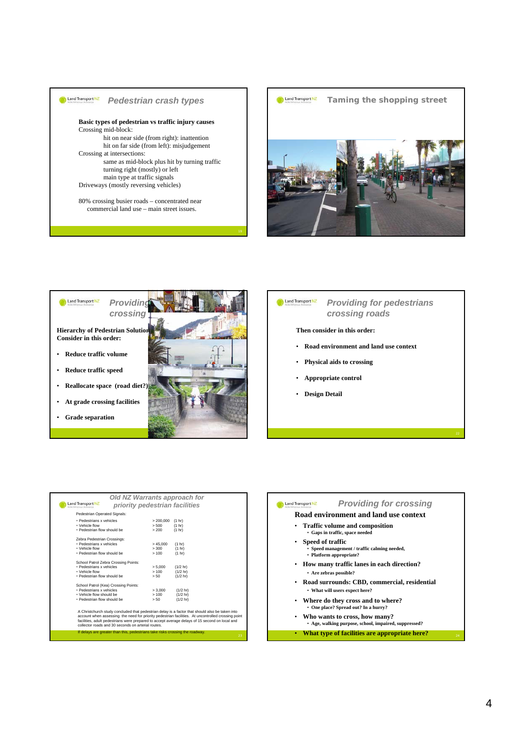## Pedestrian crash types

**Basic types of pedestrian vs traffic injury causes**

Crossing mid-block:

- hit on near side (from right): inattention
- hit on far side (from left): misjudgement

Crossing at intersections:

- same as mid-block plus hit by turning traffic
- turning right (mostly) or left
- main type at traffic signals

Driveways (mostly reversing vehicles)

80% crossing busier roads – concentrated near commercial land use – main street issues.

## Taming the shopping street

## Providing for pedestrians crossing

**Hierarchy of Pedestrian Solutions**
**Consider in this order:**

- **Reduce traffic volume**
- **Reduce traffic speed**
- **Reallocate space (road diet?)**
- **At grade crossing facilities**
- **Grade separation**

## Providing for pedestrians crossing roads

**Then consider in this order:**

- **Road environment and land use context**
- **Physical aids to crossing**
- **Appropriate control**
- **Design Detail**

## Old NZ Warrants approach for priority pedestrian facilities

Pedestrian Operated Signals:

| | | |
|---|---|---|
| ▫ Pedestrians x vehicles | > 200,000 | (1 hr) |
| ▫ Vehicle flow | > 500 | (1 hr) |
| ▫ Pedestrian flow should be | > 200 | (1 hr) |

Zebra Pedestrian Crossings:

| | | |
|---|---|---|
| ▫ Pedestrians x vehicles | > 45,000 | (1 hr) |
| ▫ Vehicle flow | > 300 | (1 hr) |
| ▫ Pedestrian flow should be | > 100 | (1 hr) |

School Patrol Zebra Crossing Points:

| | | |
|---|---|---|
| ▫ Pedestrians x vehicles | > 5,000 | (1/2 hr) |
| ▫ Vehicle flow | > 100 | (1/2 hr) |
| ▫ Pedestrian flow should be | > 50 | (1/2 hr) |

School Patrol (Kea) Crossing Points:

| | | |
|---|---|---|
| ▫ Pedestrians x vehicles | > 3,000 | (1/2 hr) |
| ▫ Vehicle flow should be | > 100 | (1/2 hr) |
| ▫ Pedestrian flow should be | > 50 | (1/2 hr) |

A Christchurch study concluded that pedestrian delay is a factor that should also be taken into account when assessing the need for priority pedestrian facilities. At uncontrolled crossing point facilities, adult pedestrians were prepared to accept average delays of 15 second on local and collector roads and 30 seconds on arterial routes.

If delays are greater than this, pedestrians take risks crossing the roadway.

## Providing for crossing

**Road environment and land use context**

- **Traffic volume and composition**
  - **Gaps in traffic, space needed**
- **Speed of traffic**
  - **Speed management / traffic calming needed,**
  - **Platform appropriate?**
- **How many traffic lanes in each direction?**
  - **Are zebras possible?**
- **Road surrounds: CBD, commercial, residential**
  - **What will users expect here?**
- **Where do they cross and to where?**
  - **One place? Spread out? In a hurry?**
- **Who wants to cross, how many?**
  - **Age, walking purpose, school, impaired, suppressed?**
- **What type of facilities are appropriate here?**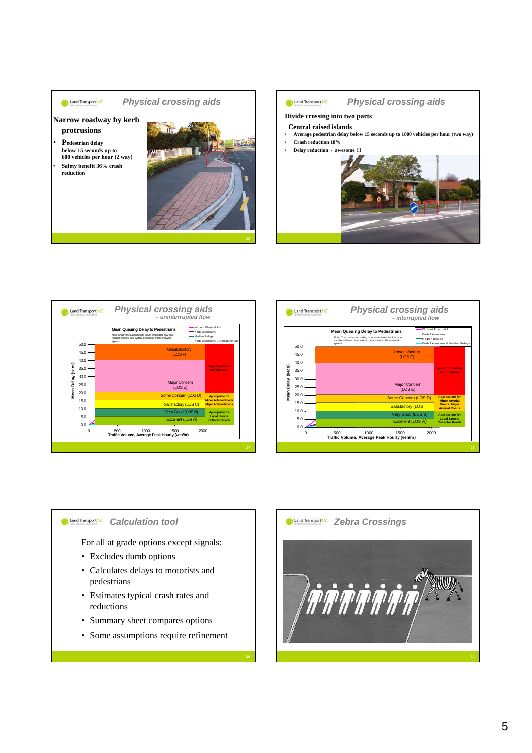## Physical crossing aids

**Narrow roadway by kerb protrusions**

- **Pedestrian delay below 15 seconds up to 600 vehicles per hour (2 way)**
- **Safety benefit 36% crash reduction**

## Physical crossing aids

**Divide crossing into two parts**

**Central raised islands**

- **Average pedestrian delay below 15 seconds up to 1800 vehicles per hour (two way)**
- **Crash reduction 18%**
- **Delay reduction - awesome !!!**

## Physical crossing aids
*– uninterrupted flow*

**Mean Queuing Delay to Pedestrians**

Note: Chart varies according to inputs entered for flow type, number of lanes, lane widths, pedestrian profile and walk speeds.

Legend: Without Physical Aid; Kerb Extensions; Median Refuge; Kerb Extensions & Median Refuge

| Mean Delay (secs) | Level of Service | Appropriateness |
|---|---|---|
| 40.0–50.0 | Unsatisfactory (LOS F) | Inappropriate for All Situations |
| 20.0–40.0 | Major Concern (LOS E) | |
| 15.0–20.0 | Some Concern (LOS D) | Appropriate for Minor Arterial Roads Major Arterial Roads |
| 10.0–15.0 | Satisfactory (LOS C) | |
| 5.0–10.0 | Very Good (LOS B) | Appropriate for Local Streets Collector Roads |
| 0.0–5.0 | Excellent (LOS A) | |

Traffic Volume, Average Peak Hourly (veh/hr): 0, 500, 1000, 1500, 2000

## Physical crossing aids
*– interrupted flow*

**Mean Queuing Delay to Pedestrians**

Note: Chart varies according to inputs entered for flow type, number of lanes, lane widths, pedestrian profile and walk speeds.

Legend: Without Physical Aid; Kerb Extensions; Median Refuge; Kerb Extensions & Median Refuge

| Mean Delay (secs) | Level of Service | Appropriateness |
|---|---|---|
| 40.0–50.0 | Unsatisfactory (LOS F) | Inappropriate for All Situations |
| 20.0–40.0 | Major Concern (LOS E) | |
| 15.0–20.0 | Some Concern (LOS D) | Appropriate for Minor Arterial Roads Major Arterial Roads |
| 10.0–15.0 | Satisfactory (LOS | |
| 5.0–10.0 | Very Good (LOS B) | Appropriate for Local Streets Collector Roads |
| 0.0–5.0 | Excellent (LOS A) | |

Traffic Volume, Average Peak Hourly (veh/hr): 0, 500, 1000, 1500, 2000

## Calculation tool

For all at grade options except signals:

- Excludes dumb options
- Calculates delays to motorists and pedestrians
- Estimates typical crash rates and reductions
- Summary sheet compares options
- Some assumptions require refinement

## Zebra Crossings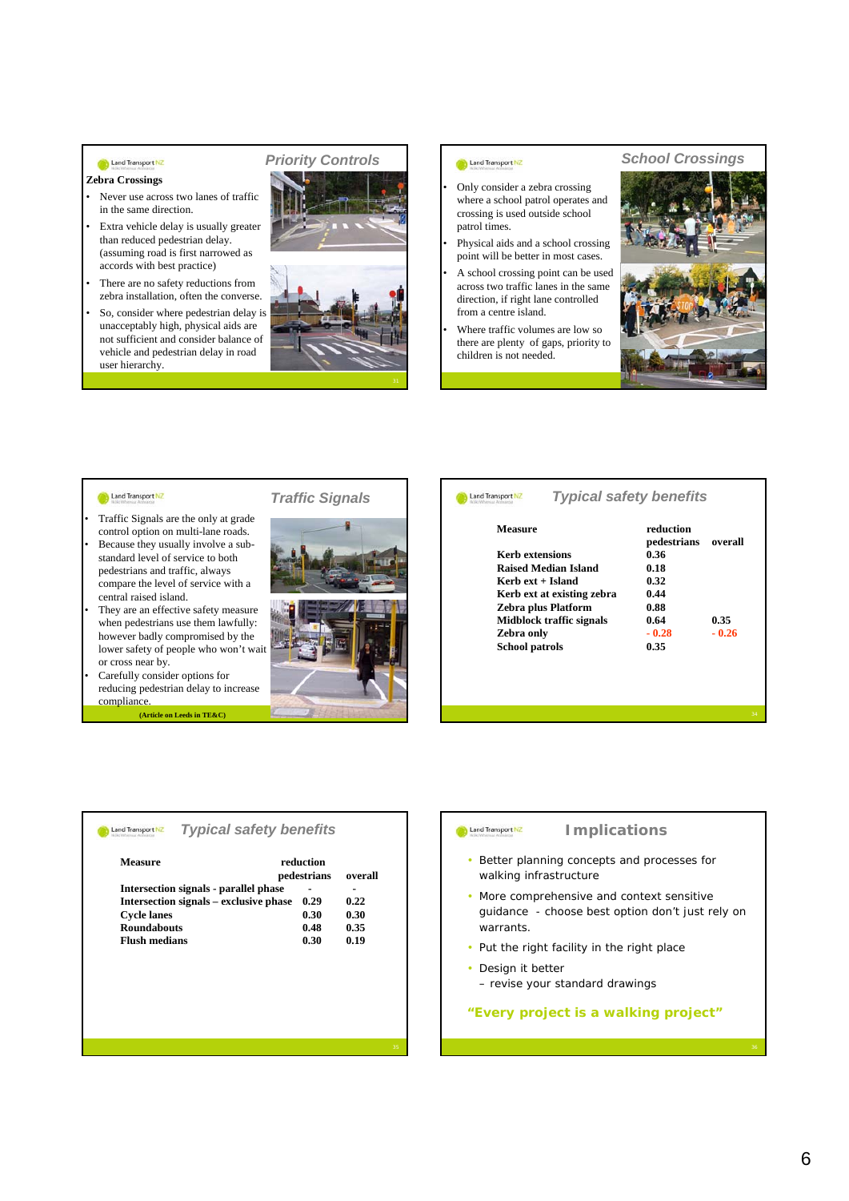## Priority Controls

**Zebra Crossings**

- Never use across two lanes of traffic in the same direction.
- Extra vehicle delay is usually greater than reduced pedestrian delay. (assuming road is first narrowed as accords with best practice)
- There are no safety reductions from zebra installation, often the converse.
- So, consider where pedestrian delay is unacceptably high, physical aids are not sufficient and consider balance of vehicle and pedestrian delay in road user hierarchy.

## School Crossings

- Only consider a zebra crossing where a school patrol operates and crossing is used outside school patrol times.
- Physical aids and a school crossing point will be better in most cases.
- A school crossing point can be used across two traffic lanes in the same direction, if right lane controlled from a centre island.
- Where traffic volumes are low so there are plenty of gaps, priority to children is not needed.

## Traffic Signals

- Traffic Signals are the only at grade control option on multi-lane roads.
- Because they usually involve a sub-standard level of service to both pedestrians and traffic, always compare the level of service with a central raised island.
- They are an effective safety measure when pedestrians use them lawfully: however badly compromised by the lower safety of people who won't wait or cross near by.
- Carefully consider options for reducing pedestrian delay to increase compliance.

**(Article on Leeds in TE&C)**

## Typical safety benefits

| Measure | reduction pedestrians | overall |
|---|---|---|
| Kerb extensions | 0.36 | |
| Raised Median Island | 0.18 | |
| Kerb ext + Island | 0.32 | |
| Kerb ext at existing zebra | 0.44 | |
| Zebra plus Platform | 0.88 | |
| Midblock traffic signals | 0.64 | 0.35 |
| Zebra only | - 0.28 | - 0.26 |
| School patrols | 0.35 | |

## Typical safety benefits

| Measure | reduction pedestrians | overall |
|---|---|---|
| Intersection signals - parallel phase | - | - |
| Intersection signals – exclusive phase | 0.29 | 0.22 |
| Cycle lanes | 0.30 | 0.30 |
| Roundabouts | 0.48 | 0.35 |
| Flush medians | 0.30 | 0.19 |

## Implications

- Better planning concepts and processes for walking infrastructure
- More comprehensive and context sensitive guidance - choose best option don't just rely on warrants.
- Put the right facility in the right place
- Design it better
  - revise your standard drawings

**"Every project is a walking project"**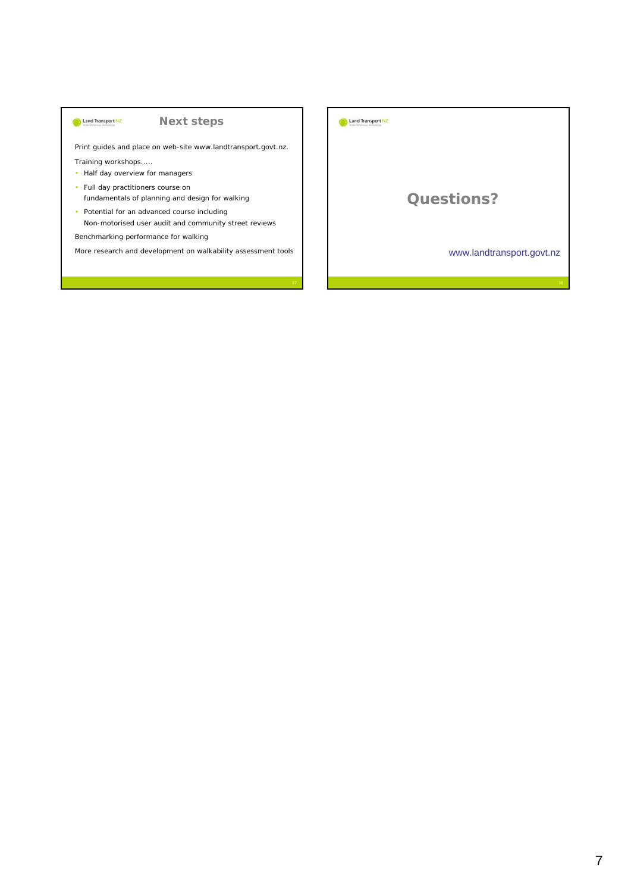## Next steps

Print guides and place on web-site www.landtransport.govt.nz.

Training workshops.....

- Half day overview for managers
- Full day practitioners course on fundamentals of planning and design for walking
- Potential for an advanced course including Non-motorised user audit and community street reviews

Benchmarking performance for walking

More research and development on walkability assessment tools

## Questions?

www.landtransport.govt.nz